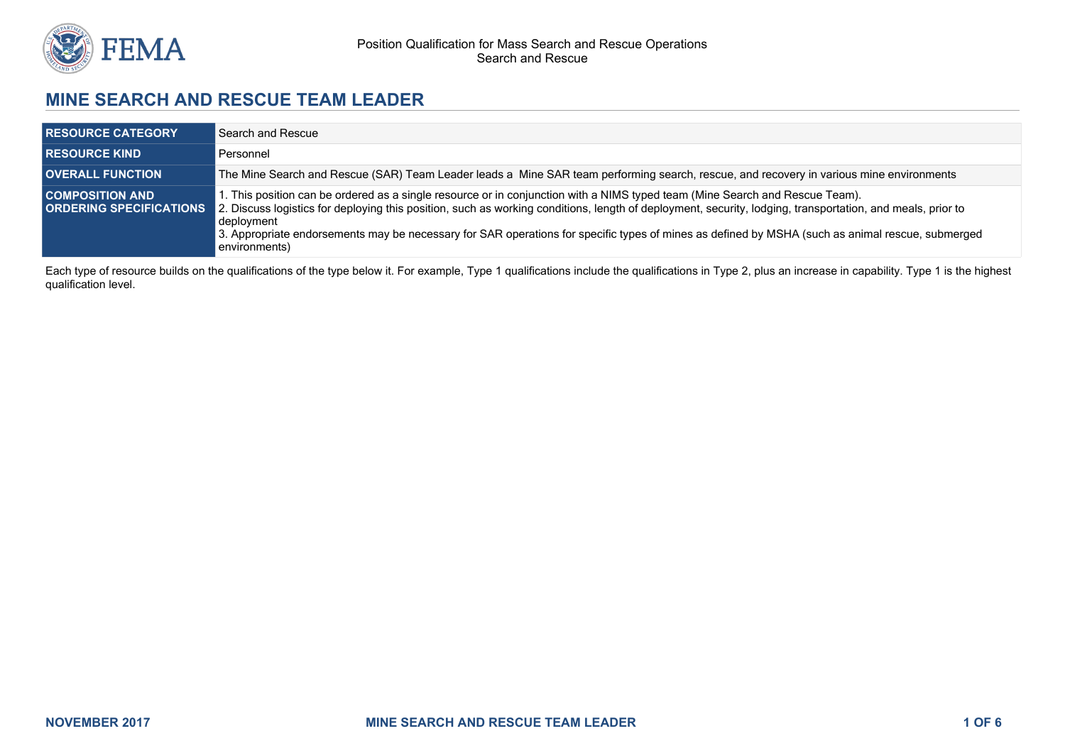# MINE SEARCH AND RESCUE TEAM LEADER

| | |
|---|---|
| **RESOURCE CATEGORY** | Search and Rescue |
| **RESOURCE KIND** | Personnel |
| **OVERALL FUNCTION** | The Mine Search and Rescue (SAR) Team Leader leads a Mine SAR team performing search, rescue, and recovery in various mine environments |
| **COMPOSITION AND ORDERING SPECIFICATIONS** | 1. This position can be ordered as a single resource or in conjunction with a NIMS typed team (Mine Search and Rescue Team).<br>2. Discuss logistics for deploying this position, such as working conditions, length of deployment, security, lodging, transportation, and meals, prior to deployment<br>3. Appropriate endorsements may be necessary for SAR operations for specific types of mines as defined by MSHA (such as animal rescue, submerged environments) |

Each type of resource builds on the qualifications of the type below it. For example, Type 1 qualifications include the qualifications in Type 2, plus an increase in capability. Type 1 is the highest qualification level.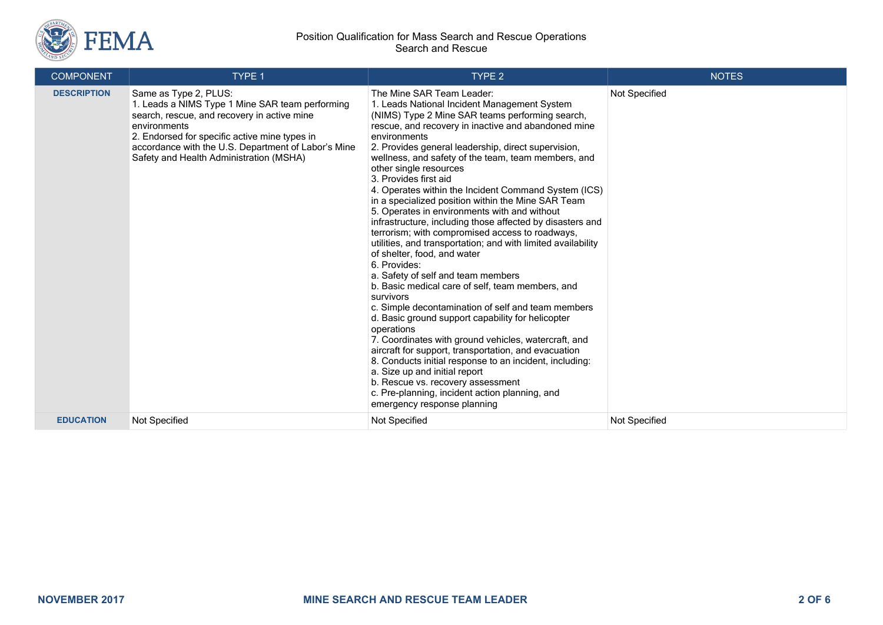| COMPONENT | TYPE 1 | TYPE 2 | NOTES |
|---|---|---|---|
| **DESCRIPTION** | Same as Type 2, PLUS:<br>1. Leads a NIMS Type 1 Mine SAR team performing search, rescue, and recovery in active mine environments<br>2. Endorsed for specific active mine types in accordance with the U.S. Department of Labor's Mine Safety and Health Administration (MSHA) | The Mine SAR Team Leader:<br>1. Leads National Incident Management System (NIMS) Type 2 Mine SAR teams performing search, rescue, and recovery in inactive and abandoned mine environments<br>2. Provides general leadership, direct supervision, wellness, and safety of the team, team members, and other single resources<br>3. Provides first aid<br>4. Operates within the Incident Command System (ICS) in a specialized position within the Mine SAR Team<br>5. Operates in environments with and without infrastructure, including those affected by disasters and terrorism; with compromised access to roadways, utilities, and transportation; and with limited availability of shelter, food, and water<br>6. Provides:<br>a. Safety of self and team members<br>b. Basic medical care of self, team members, and survivors<br>c. Simple decontamination of self and team members<br>d. Basic ground support capability for helicopter operations<br>7. Coordinates with ground vehicles, watercraft, and aircraft for support, transportation, and evacuation<br>8. Conducts initial response to an incident, including:<br>a. Size up and initial report<br>b. Rescue vs. recovery assessment<br>c. Pre-planning, incident action planning, and emergency response planning | Not Specified |
| **EDUCATION** | Not Specified | Not Specified | Not Specified |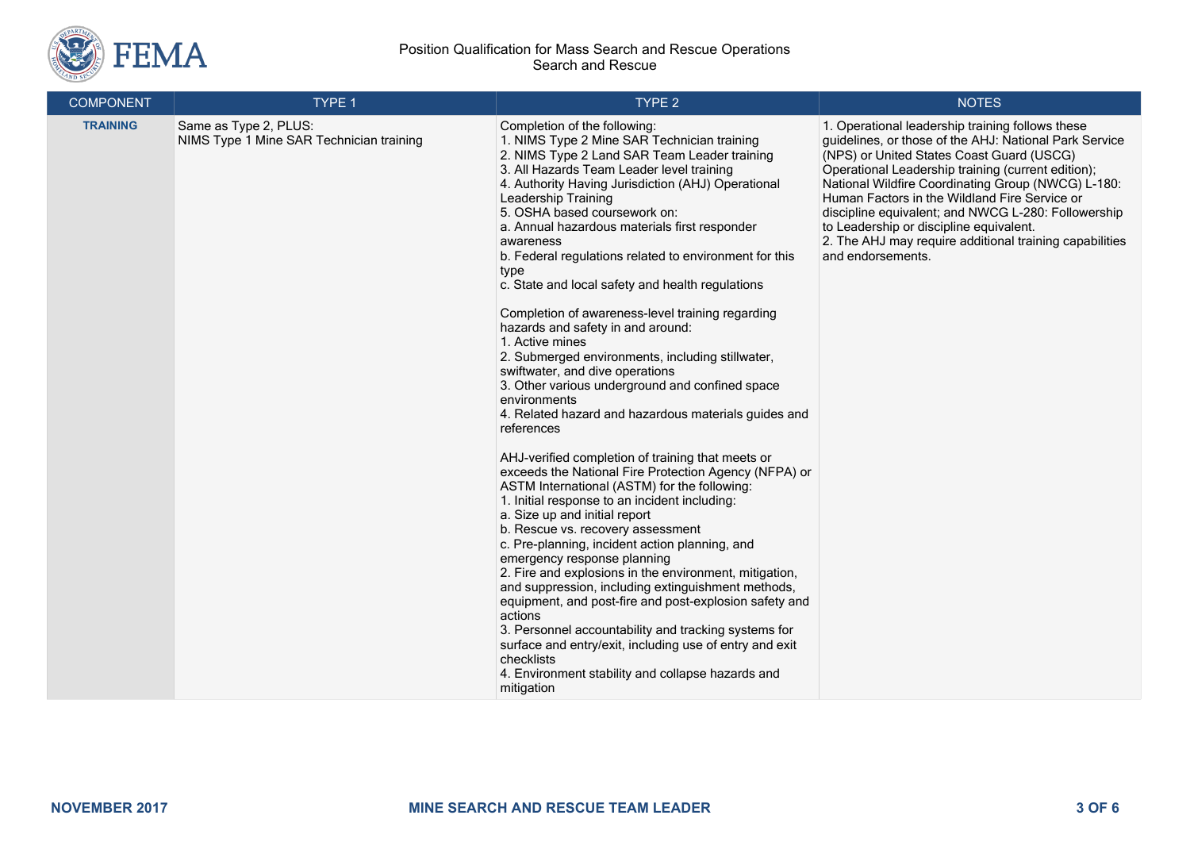| COMPONENT | TYPE 1 | TYPE 2 | NOTES |
|---|---|---|---|
| **TRAINING** | Same as Type 2, PLUS:<br>NIMS Type 1 Mine SAR Technician training | Completion of the following:<br>1. NIMS Type 2 Mine SAR Technician training<br>2. NIMS Type 2 Land SAR Team Leader training<br>3. All Hazards Team Leader level training<br>4. Authority Having Jurisdiction (AHJ) Operational Leadership Training<br>5. OSHA based coursework on:<br>a. Annual hazardous materials first responder awareness<br>b. Federal regulations related to environment for this type<br>c. State and local safety and health regulations<br><br>Completion of awareness-level training regarding hazards and safety in and around:<br>1. Active mines<br>2. Submerged environments, including stillwater, swiftwater, and dive operations<br>3. Other various underground and confined space environments<br>4. Related hazard and hazardous materials guides and references<br><br>AHJ-verified completion of training that meets or exceeds the National Fire Protection Agency (NFPA) or ASTM International (ASTM) for the following:<br>1. Initial response to an incident including:<br>a. Size up and initial report<br>b. Rescue vs. recovery assessment<br>c. Pre-planning, incident action planning, and emergency response planning<br>2. Fire and explosions in the environment, mitigation, and suppression, including extinguishment methods, equipment, and post-fire and post-explosion safety and actions<br>3. Personnel accountability and tracking systems for surface and entry/exit, including use of entry and exit checklists<br>4. Environment stability and collapse hazards and mitigation | 1. Operational leadership training follows these guidelines, or those of the AHJ: National Park Service (NPS) or United States Coast Guard (USCG) Operational Leadership training (current edition); National Wildfire Coordinating Group (NWCG) L-180: Human Factors in the Wildland Fire Service or discipline equivalent; and NWCG L-280: Followership to Leadership or discipline equivalent.<br>2. The AHJ may require additional training capabilities and endorsements. |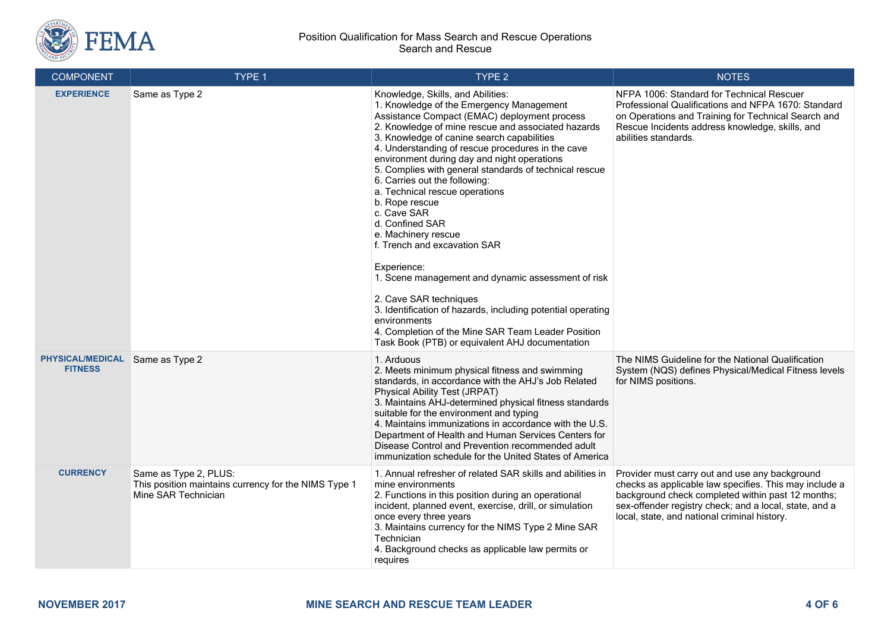| COMPONENT | TYPE 1 | TYPE 2 | NOTES |
|---|---|---|---|
| **EXPERIENCE** | Same as Type 2 | Knowledge, Skills, and Abilities:<br>1. Knowledge of the Emergency Management Assistance Compact (EMAC) deployment process<br>2. Knowledge of mine rescue and associated hazards<br>3. Knowledge of canine search capabilities<br>4. Understanding of rescue procedures in the cave environment during day and night operations<br>5. Complies with general standards of technical rescue<br>6. Carries out the following:<br>a. Technical rescue operations<br>b. Rope rescue<br>c. Cave SAR<br>d. Confined SAR<br>e. Machinery rescue<br>f. Trench and excavation SAR<br><br>Experience:<br>1. Scene management and dynamic assessment of risk<br><br>2. Cave SAR techniques<br>3. Identification of hazards, including potential operating environments<br>4. Completion of the Mine SAR Team Leader Position Task Book (PTB) or equivalent AHJ documentation | NFPA 1006: Standard for Technical Rescuer Professional Qualifications and NFPA 1670: Standard on Operations and Training for Technical Search and Rescue Incidents address knowledge, skills, and abilities standards. |
| **PHYSICAL/MEDICAL FITNESS** | Same as Type 2 | 1. Arduous<br>2. Meets minimum physical fitness and swimming standards, in accordance with the AHJ's Job Related Physical Ability Test (JRPAT)<br>3. Maintains AHJ-determined physical fitness standards suitable for the environment and typing<br>4. Maintains immunizations in accordance with the U.S. Department of Health and Human Services Centers for Disease Control and Prevention recommended adult immunization schedule for the United States of America | The NIMS Guideline for the National Qualification System (NQS) defines Physical/Medical Fitness levels for NIMS positions. |
| **CURRENCY** | Same as Type 2, PLUS:<br>This position maintains currency for the NIMS Type 1 Mine SAR Technician | 1. Annual refresher of related SAR skills and abilities in mine environments<br>2. Functions in this position during an operational incident, planned event, exercise, drill, or simulation once every three years<br>3. Maintains currency for the NIMS Type 2 Mine SAR Technician<br>4. Background checks as applicable law permits or requires | Provider must carry out and use any background checks as applicable law specifies. This may include a background check completed within past 12 months; sex-offender registry check; and a local, state, and a local, state, and national criminal history. |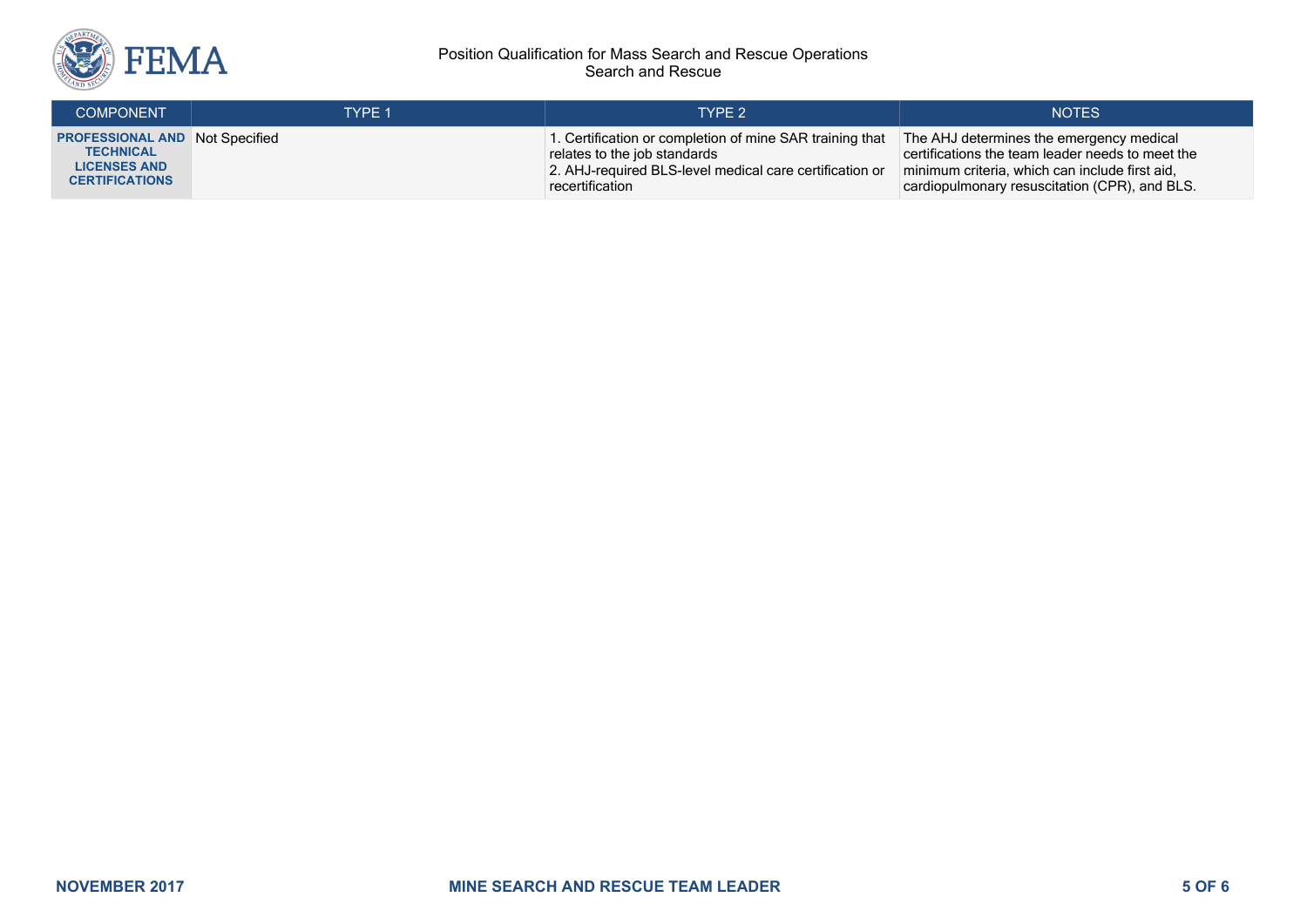| COMPONENT | TYPE 1 | TYPE 2 | NOTES |
|---|---|---|---|
| **PROFESSIONAL AND TECHNICAL LICENSES AND CERTIFICATIONS** | Not Specified | 1. Certification or completion of mine SAR training that relates to the job standards<br>2. AHJ-required BLS-level medical care certification or recertification | The AHJ determines the emergency medical certifications the team leader needs to meet the minimum criteria, which can include first aid, cardiopulmonary resuscitation (CPR), and BLS. |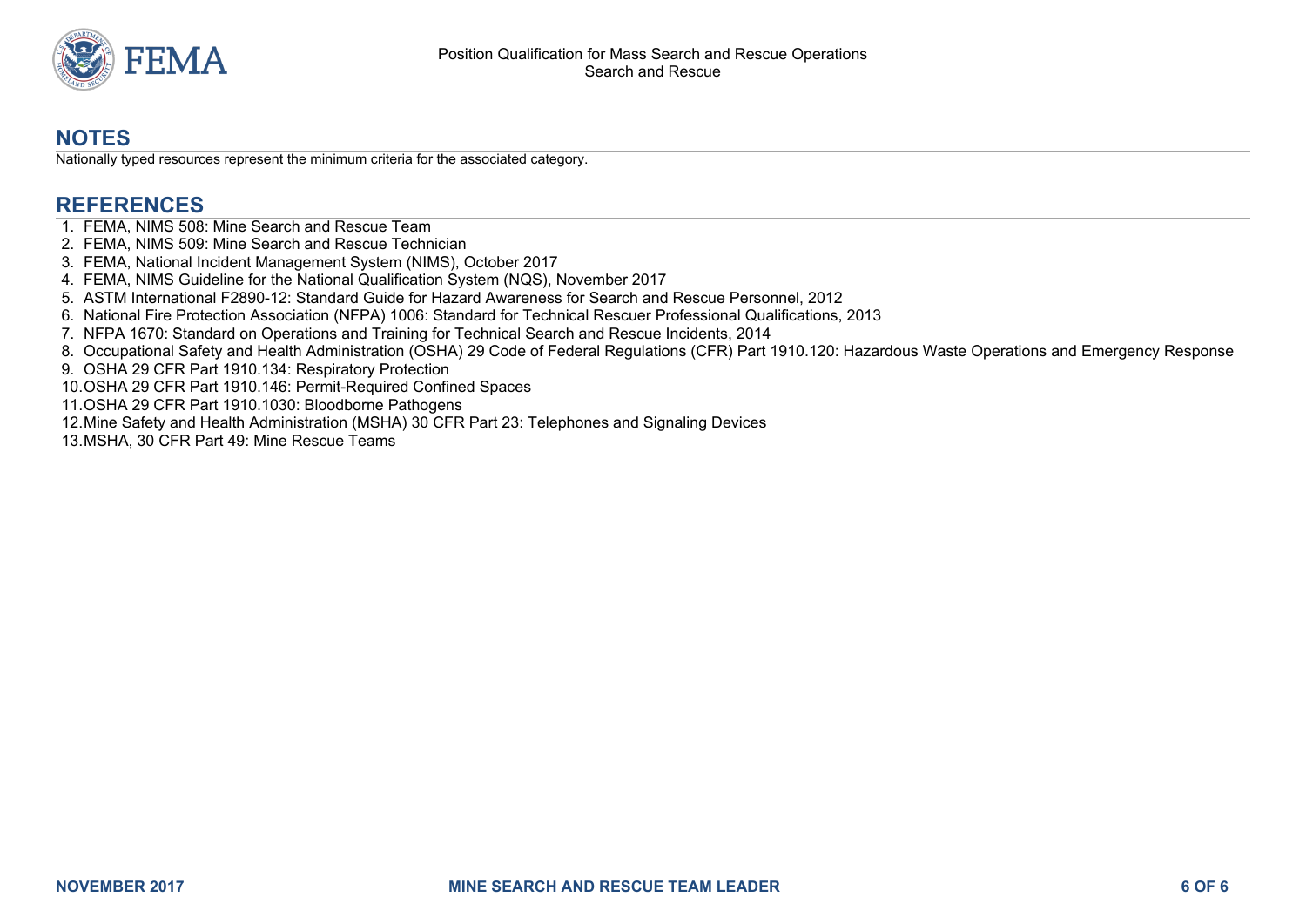## NOTES

Nationally typed resources represent the minimum criteria for the associated category.

## REFERENCES

1. FEMA, NIMS 508: Mine Search and Rescue Team
2. FEMA, NIMS 509: Mine Search and Rescue Technician
3. FEMA, National Incident Management System (NIMS), October 2017
4. FEMA, NIMS Guideline for the National Qualification System (NQS), November 2017
5. ASTM International F2890-12: Standard Guide for Hazard Awareness for Search and Rescue Personnel, 2012
6. National Fire Protection Association (NFPA) 1006: Standard for Technical Rescuer Professional Qualifications, 2013
7. NFPA 1670: Standard on Operations and Training for Technical Search and Rescue Incidents, 2014
8. Occupational Safety and Health Administration (OSHA) 29 Code of Federal Regulations (CFR) Part 1910.120: Hazardous Waste Operations and Emergency Response
9. OSHA 29 CFR Part 1910.134: Respiratory Protection
10. OSHA 29 CFR Part 1910.146: Permit-Required Confined Spaces
11. OSHA 29 CFR Part 1910.1030: Bloodborne Pathogens
12. Mine Safety and Health Administration (MSHA) 30 CFR Part 23: Telephones and Signaling Devices
13. MSHA, 30 CFR Part 49: Mine Rescue Teams